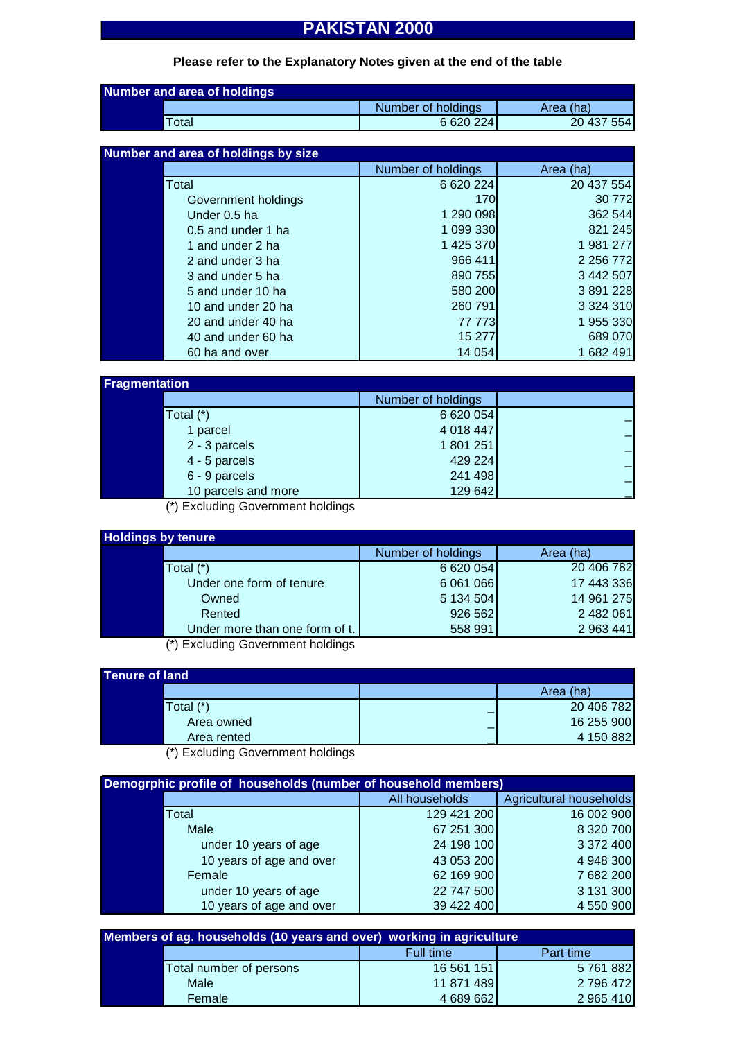# PAKISTAN 2000

**Please refer to the Explanatory Notes given at the end of the table**

## Number and area of holdings

| | Number of holdings | Area (ha) |
|---|---|---|
| Total | 6 620 224 | 20 437 554 |

## Number and area of holdings by size

| | Number of holdings | Area (ha) |
|---|---|---|
| Total | 6 620 224 | 20 437 554 |
| Government holdings | 170 | 30 772 |
| Under 0.5 ha | 1 290 098 | 362 544 |
| 0.5 and under 1 ha | 1 099 330 | 821 245 |
| 1 and under 2 ha | 1 425 370 | 1 981 277 |
| 2 and under 3 ha | 966 411 | 2 256 772 |
| 3 and under 5 ha | 890 755 | 3 442 507 |
| 5 and under 10 ha | 580 200 | 3 891 228 |
| 10 and under 20 ha | 260 791 | 3 324 310 |
| 20 and under 40 ha | 77 773 | 1 955 330 |
| 40 and under 60 ha | 15 277 | 689 070 |
| 60 ha and over | 14 054 | 1 682 491 |

## Fragmentation

| | Number of holdings | |
|---|---|---|
| Total (*) | 6 620 054 | _ |
| 1 parcel | 4 018 447 | _ |
| 2 - 3 parcels | 1 801 251 | _ |
| 4 - 5 parcels | 429 224 | _ |
| 6 - 9 parcels | 241 498 | _ |
| 10 parcels and more | 129 642 | _ |

(*) Excluding Government holdings

## Holdings by tenure

| | Number of holdings | Area (ha) |
|---|---|---|
| Total (*) | 6 620 054 | 20 406 782 |
| Under one form of tenure | 6 061 066 | 17 443 336 |
| Owned | 5 134 504 | 14 961 275 |
| Rented | 926 562 | 2 482 061 |
| Under more than one form of t. | 558 991 | 2 963 441 |

(*) Excluding Government holdings

## Tenure of land

| | | Area (ha) |
|---|---|---|
| Total (*) | _ | 20 406 782 |
| Area owned | _ | 16 255 900 |
| Area rented | _ | 4 150 882 |

(*) Excluding Government holdings

## Demogrphic profile of households (number of household members)

| | All households | Agricultural households |
|---|---|---|
| Total | 129 421 200 | 16 002 900 |
| Male | 67 251 300 | 8 320 700 |
| under 10 years of age | 24 198 100 | 3 372 400 |
| 10 years of age and over | 43 053 200 | 4 948 300 |
| Female | 62 169 900 | 7 682 200 |
| under 10 years of age | 22 747 500 | 3 131 300 |
| 10 years of age and over | 39 422 400 | 4 550 900 |

## Members of ag. households (10 years and over) working in agriculture

| | Full time | Part time |
|---|---|---|
| Total number of persons | 16 561 151 | 5 761 882 |
| Male | 11 871 489 | 2 796 472 |
| Female | 4 689 662 | 2 965 410 |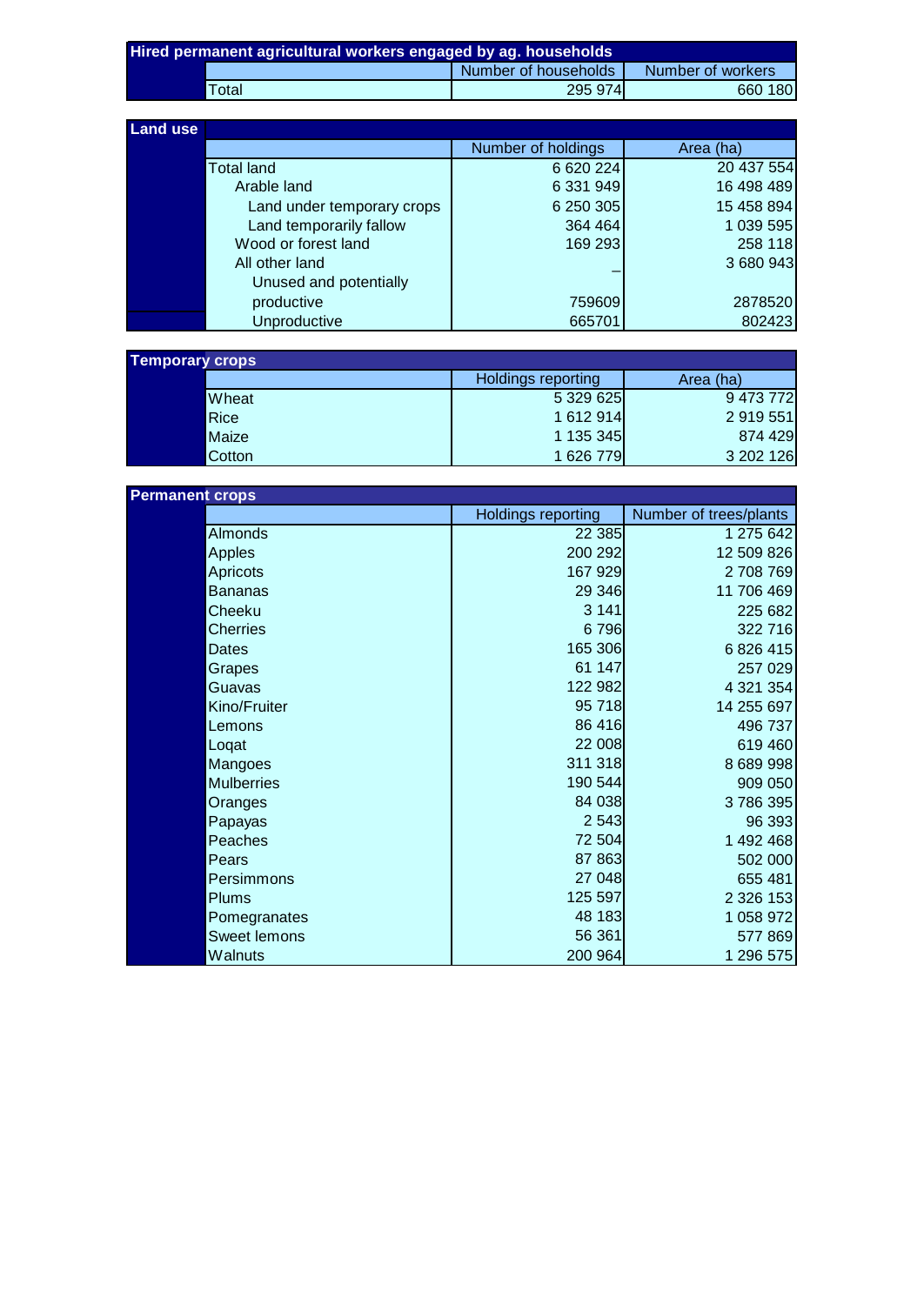## Hired permanent agricultural workers engaged by ag. households

| | Number of households | Number of workers |
|---|---|---|
| Total | 295 974 | 660 180 |

## Land use

| | Number of holdings | Area (ha) |
|---|---|---|
| Total land | 6 620 224 | 20 437 554 |
| Arable land | 6 331 949 | 16 498 489 |
| Land under temporary crops | 6 250 305 | 15 458 894 |
| Land temporarily fallow | 364 464 | 1 039 595 |
| Wood or forest land | 169 293 | 258 118 |
| All other land | – | 3 680 943 |
| Unused and potentially productive | 759609 | 2878520 |
| Unproductive | 665701 | 802423 |

## Temporary crops

| | Holdings reporting | Area (ha) |
|---|---|---|
| Wheat | 5 329 625 | 9 473 772 |
| Rice | 1 612 914 | 2 919 551 |
| Maize | 1 135 345 | 874 429 |
| Cotton | 1 626 779 | 3 202 126 |

## Permanent crops

| | Holdings reporting | Number of trees/plants |
|---|---|---|
| Almonds | 22 385 | 1 275 642 |
| Apples | 200 292 | 12 509 826 |
| Apricots | 167 929 | 2 708 769 |
| Bananas | 29 346 | 11 706 469 |
| Cheeku | 3 141 | 225 682 |
| Cherries | 6 796 | 322 716 |
| Dates | 165 306 | 6 826 415 |
| Grapes | 61 147 | 257 029 |
| Guavas | 122 982 | 4 321 354 |
| Kino/Fruiter | 95 718 | 14 255 697 |
| Lemons | 86 416 | 496 737 |
| Loqat | 22 008 | 619 460 |
| Mangoes | 311 318 | 8 689 998 |
| Mulberries | 190 544 | 909 050 |
| Oranges | 84 038 | 3 786 395 |
| Papayas | 2 543 | 96 393 |
| Peaches | 72 504 | 1 492 468 |
| Pears | 87 863 | 502 000 |
| Persimmons | 27 048 | 655 481 |
| Plums | 125 597 | 2 326 153 |
| Pomegranates | 48 183 | 1 058 972 |
| Sweet lemons | 56 361 | 577 869 |
| Walnuts | 200 964 | 1 296 575 |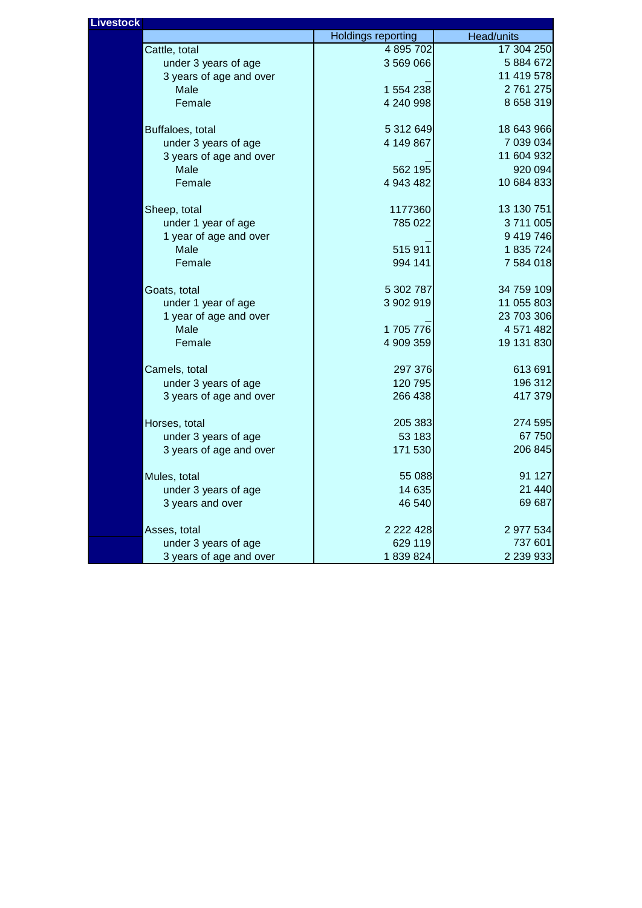**Livestock**

| | Holdings reporting | Head/units |
|---|---|---|
| Cattle, total | 4 895 702 | 17 304 250 |
| under 3 years of age | 3 569 066 | 5 884 672 |
| 3 years of age and over | _ | 11 419 578 |
| Male | 1 554 238 | 2 761 275 |
| Female | 4 240 998 | 8 658 319 |
| | | |
| Buffaloes, total | 5 312 649 | 18 643 966 |
| under 3 years of age | 4 149 867 | 7 039 034 |
| 3 years of age and over | _ | 11 604 932 |
| Male | 562 195 | 920 094 |
| Female | 4 943 482 | 10 684 833 |
| | | |
| Sheep, total | 1177360 | 13 130 751 |
| under 1 year of age | 785 022 | 3 711 005 |
| 1 year of age and over | _ | 9 419 746 |
| Male | 515 911 | 1 835 724 |
| Female | 994 141 | 7 584 018 |
| | | |
| Goats, total | 5 302 787 | 34 759 109 |
| under 1 year of age | 3 902 919 | 11 055 803 |
| 1 year of age and over | _ | 23 703 306 |
| Male | 1 705 776 | 4 571 482 |
| Female | 4 909 359 | 19 131 830 |
| | | |
| Camels, total | 297 376 | 613 691 |
| under 3 years of age | 120 795 | 196 312 |
| 3 years of age and over | 266 438 | 417 379 |
| | | |
| Horses, total | 205 383 | 274 595 |
| under 3 years of age | 53 183 | 67 750 |
| 3 years of age and over | 171 530 | 206 845 |
| | | |
| Mules, total | 55 088 | 91 127 |
| under 3 years of age | 14 635 | 21 440 |
| 3 years and over | 46 540 | 69 687 |
| | | |
| Asses, total | 2 222 428 | 2 977 534 |
| under 3 years of age | 629 119 | 737 601 |
| 3 years of age and over | 1 839 824 | 2 239 933 |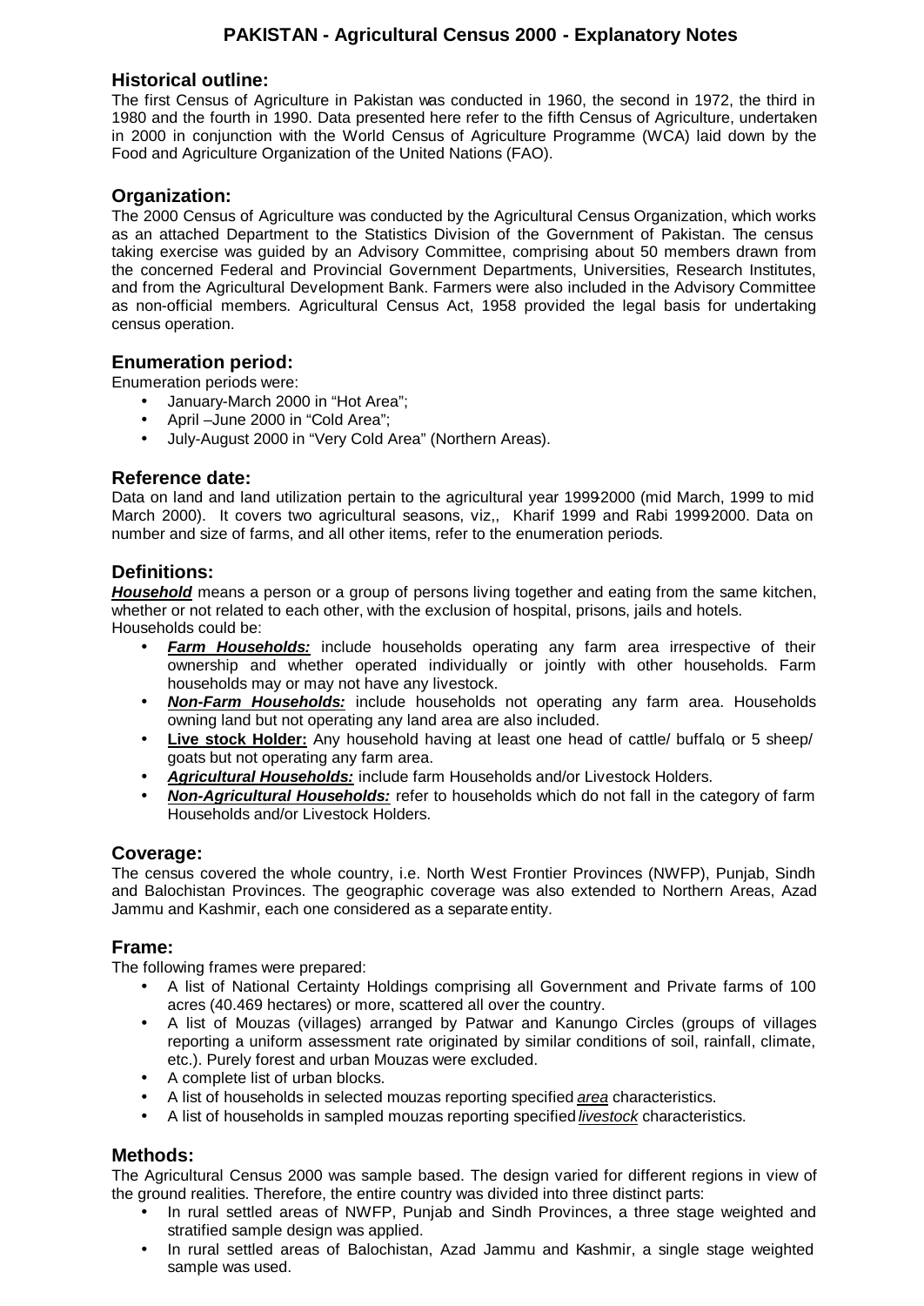# PAKISTAN - Agricultural Census 2000 - Explanatory Notes

## Historical outline:

The first Census of Agriculture in Pakistan was conducted in 1960, the second in 1972, the third in 1980 and the fourth in 1990. Data presented here refer to the fifth Census of Agriculture, undertaken in 2000 in conjunction with the World Census of Agriculture Programme (WCA) laid down by the Food and Agriculture Organization of the United Nations (FAO).

## Organization:

The 2000 Census of Agriculture was conducted by the Agricultural Census Organization, which works as an attached Department to the Statistics Division of the Government of Pakistan. The census taking exercise was guided by an Advisory Committee, comprising about 50 members drawn from the concerned Federal and Provincial Government Departments, Universities, Research Institutes, and from the Agricultural Development Bank. Farmers were also included in the Advisory Committee as non-official members. Agricultural Census Act, 1958 provided the legal basis for undertaking census operation.

## Enumeration period:

Enumeration periods were:

- January-March 2000 in "Hot Area";
- April –June 2000 in "Cold Area";
- July-August 2000 in "Very Cold Area" (Northern Areas).

## Reference date:

Data on land and land utilization pertain to the agricultural year 1999-2000 (mid March, 1999 to mid March 2000). It covers two agricultural seasons, viz,, Kharif 1999 and Rabi 1999-2000. Data on number and size of farms, and all other items, refer to the enumeration periods.

## Definitions:

***Household*** means a person or a group of persons living together and eating from the same kitchen, whether or not related to each other, with the exclusion of hospital, prisons, jails and hotels.
Households could be:

- ***Farm Households:*** include households operating any farm area irrespective of their ownership and whether operated individually or jointly with other households. Farm households may or may not have any livestock.
- ***Non-Farm Households:*** include households not operating any farm area. Households owning land but not operating any land area are also included.
- **Live stock Holder:** Any household having at least one head of cattle/ buffalo, or 5 sheep/ goats but not operating any farm area.
- ***Agricultural Households:*** include farm Households and/or Livestock Holders.
- ***Non-Agricultural Households:*** refer to households which do not fall in the category of farm Households and/or Livestock Holders.

## Coverage:

The census covered the whole country, i.e. North West Frontier Provinces (NWFP), Punjab, Sindh and Balochistan Provinces. The geographic coverage was also extended to Northern Areas, Azad Jammu and Kashmir, each one considered as a separate entity.

## Frame:

The following frames were prepared:

- A list of National Certainty Holdings comprising all Government and Private farms of 100 acres (40.469 hectares) or more, scattered all over the country.
- A list of Mouzas (villages) arranged by Patwar and Kanungo Circles (groups of villages reporting a uniform assessment rate originated by similar conditions of soil, rainfall, climate, etc.). Purely forest and urban Mouzas were excluded.
- A complete list of urban blocks.
- A list of households in selected mouzas reporting specified *area* characteristics.
- A list of households in sampled mouzas reporting specified *livestock* characteristics.

## Methods:

The Agricultural Census 2000 was sample based. The design varied for different regions in view of the ground realities. Therefore, the entire country was divided into three distinct parts:

- In rural settled areas of NWFP, Punjab and Sindh Provinces, a three stage weighted and stratified sample design was applied.
- In rural settled areas of Balochistan, Azad Jammu and Kashmir, a single stage weighted sample was used.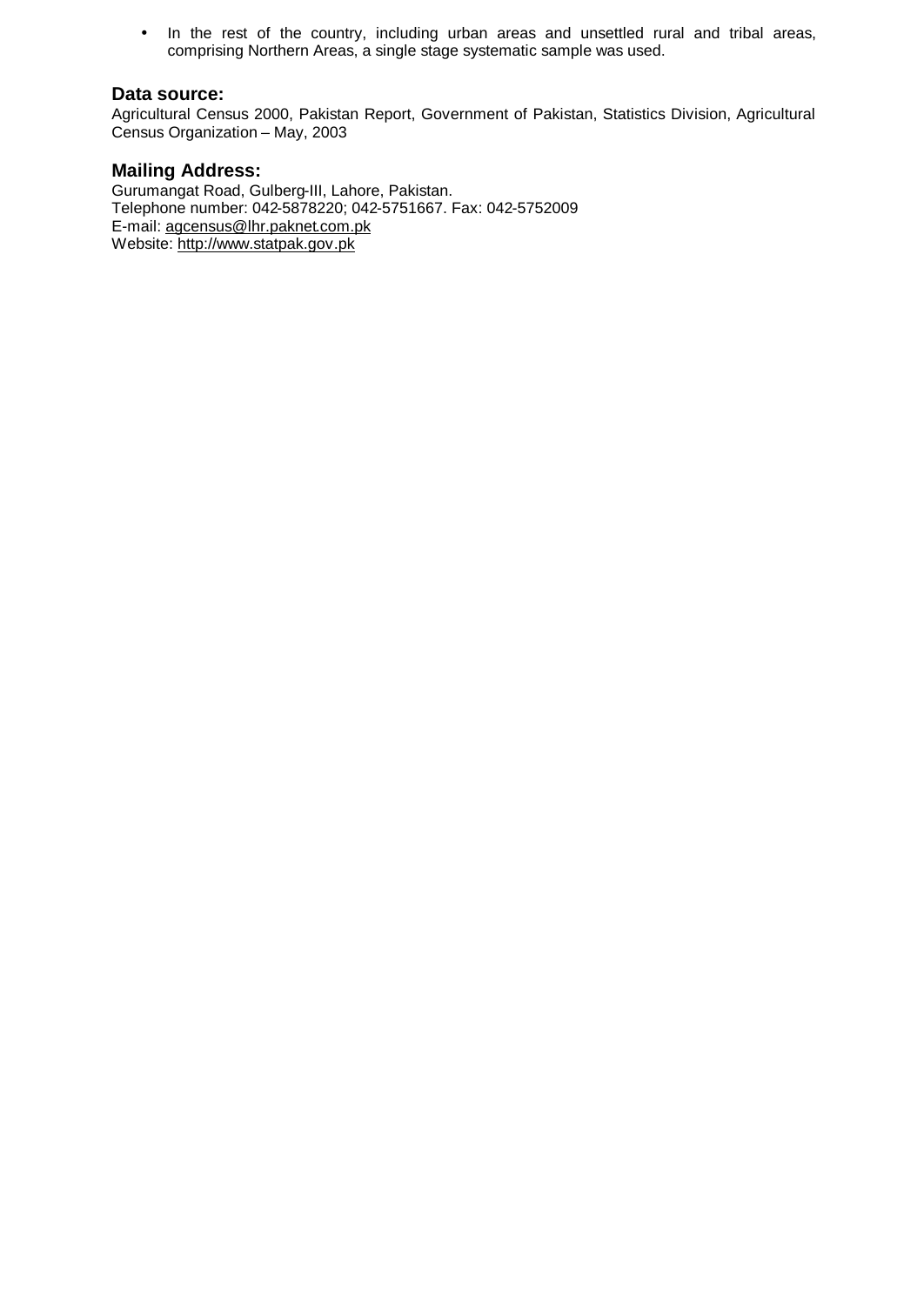- In the rest of the country, including urban areas and unsettled rural and tribal areas, comprising Northern Areas, a single stage systematic sample was used.

## Data source:

Agricultural Census 2000, Pakistan Report, Government of Pakistan, Statistics Division, Agricultural Census Organization – May, 2003

## Mailing Address:

Gurumangat Road, Gulberg-III, Lahore, Pakistan.
Telephone number: 042-5878220; 042-5751667. Fax: 042-5752009
E-mail: agcensus@lhr.paknet.com.pk
Website: http://www.statpak.gov.pk